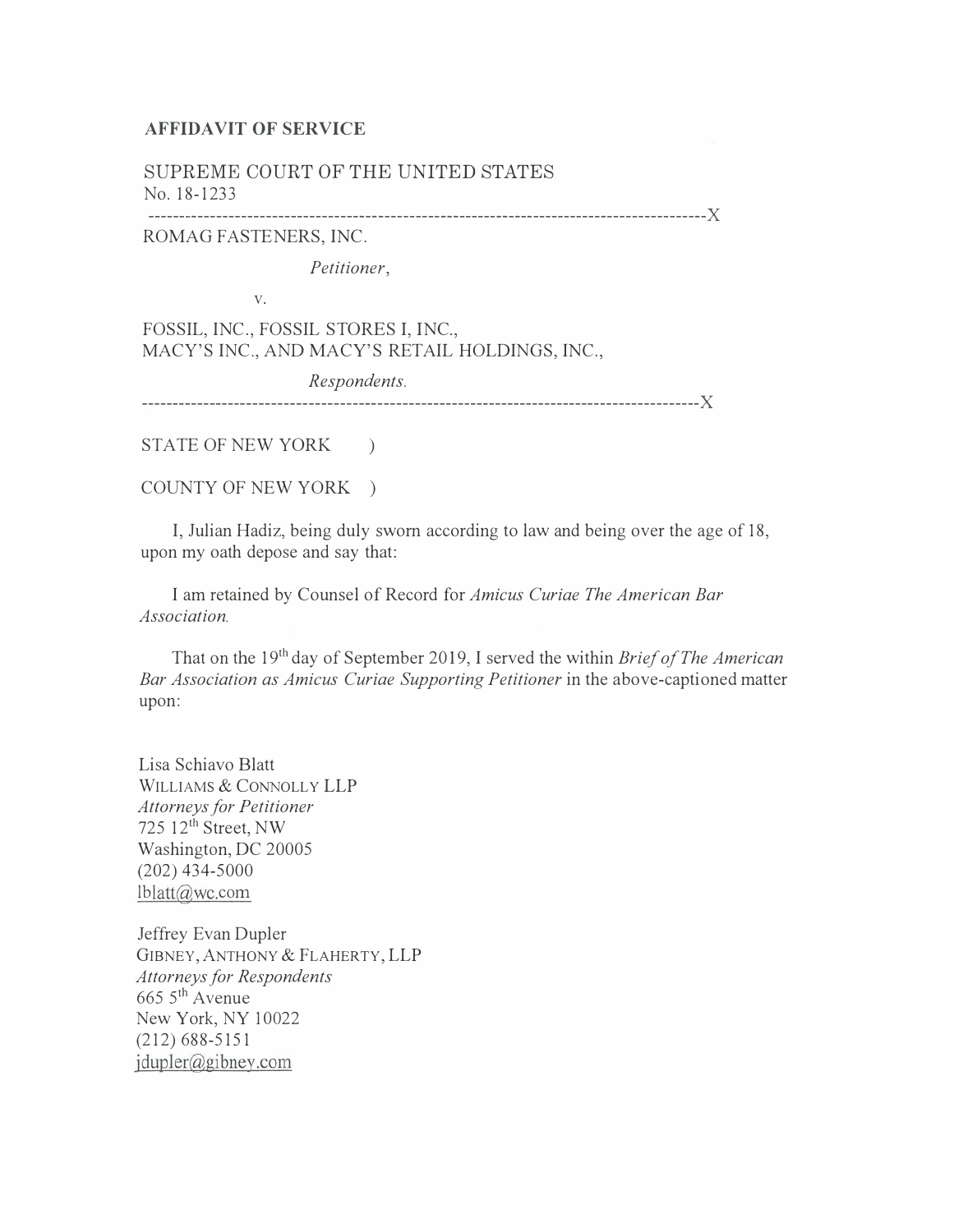**AFFIDAVIT OF SERVICE**

SUPREME COURT OF THE UNITED STATES
No. 18-1233

------------------------------------------------------------------------------------------X

ROMAG FASTENERS, INC.

*Petitioner*,

v.

FOSSIL, INC., FOSSIL STORES I, INC.,
MACY'S INC., AND MACY'S RETAIL HOLDINGS, INC.,

*Respondents.*

------------------------------------------------------------------------------------------X

STATE OF NEW YORK )

COUNTY OF NEW YORK )

I, Julian Hadiz, being duly sworn according to law and being over the age of 18, upon my oath depose and say that:

I am retained by Counsel of Record for *Amicus Curiae The American Bar Association.*

That on the 19th day of September 2019, I served the within *Brief of The American Bar Association as Amicus Curiae Supporting Petitioner* in the above-captioned matter upon:

Lisa Schiavo Blatt
WILLIAMS & CONNOLLY LLP
*Attorneys for Petitioner*
725 12th Street, NW
Washington, DC 20005
(202) 434-5000
lblatt@wc.com

Jeffrey Evan Dupler
GIBNEY, ANTHONY & FLAHERTY, LLP
*Attorneys for Respondents*
665 5th Avenue
New York, NY 10022
(212) 688-5151
jdupler@gibney.com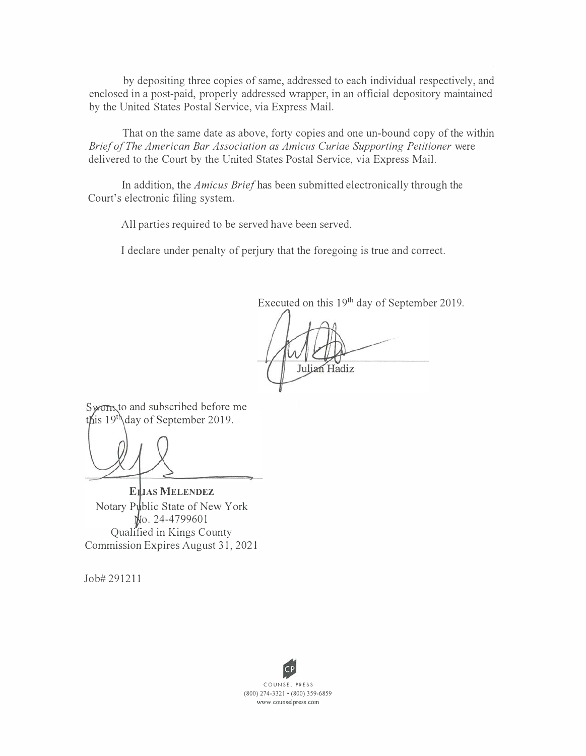by depositing three copies of same, addressed to each individual respectively, and enclosed in a post-paid, properly addressed wrapper, in an official depository maintained by the United States Postal Service, via Express Mail.

That on the same date as above, forty copies and one un-bound copy of the within *Brief of The American Bar Association as Amicus Curiae Supporting Petitioner* were delivered to the Court by the United States Postal Service, via Express Mail.

In addition, the *Amicus Brief* has been submitted electronically through the Court's electronic filing system.

All parties required to be served have been served.

I declare under penalty of perjury that the foregoing is true and correct.

Executed on this 19th day of September 2019.

Julian Hadiz

Sworn to and subscribed before me this 19th day of September 2019.

**ELIAS MELENDEZ**
Notary Public State of New York
No. 24-4799601
Qualified in Kings County
Commission Expires August 31, 2021

Job# 291211

COUNSEL PRESS
(800) 274-3321 • (800) 359-6859
www.counselpress.com